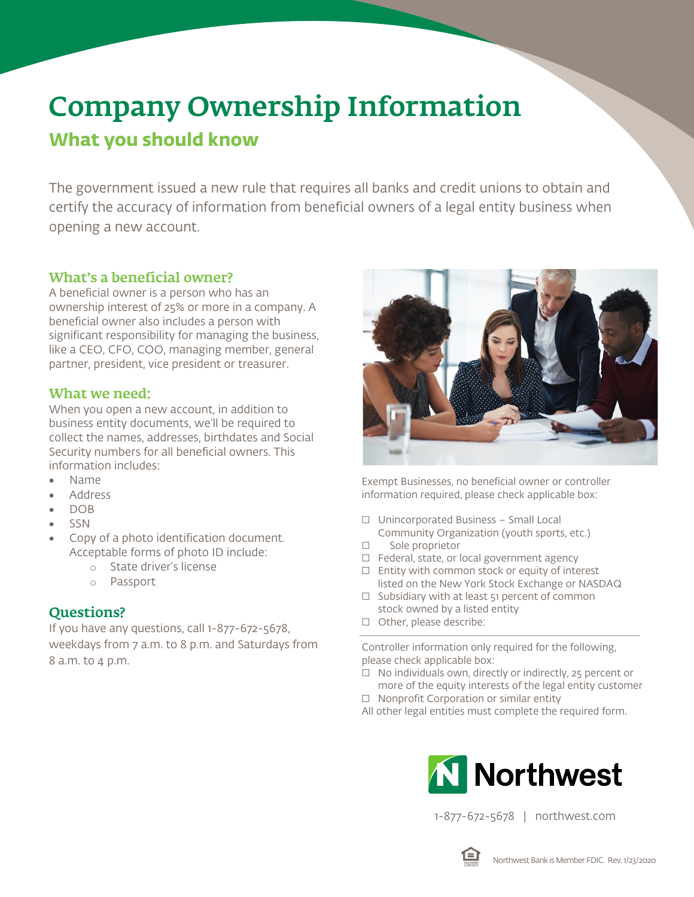# Company Ownership Information

## What you should know

The government issued a new rule that requires all banks and credit unions to obtain and certify the accuracy of information from beneficial owners of a legal entity business when opening a new account.

### What's a beneficial owner?

A beneficial owner is a person who has an ownership interest of 25% or more in a company. A beneficial owner also includes a person with significant responsibility for managing the business, like a CEO, CFO, COO, managing member, general partner, president, vice president or treasurer.

### What we need:

When you open a new account, in addition to business entity documents, we'll be required to collect the names, addresses, birthdates and Social Security numbers for all beneficial owners. This information includes:

- Name
- Address
- DOB
- SSN
- Copy of a photo identification document. Acceptable forms of photo ID include:
  - State driver's license
  - Passport

### Questions?

If you have any questions, call 1-877-672-5678, weekdays from 7 a.m. to 8 p.m. and Saturdays from 8 a.m. to 4 p.m.

Exempt Businesses, no beneficial owner or controller information required, please check applicable box:

- ☐ Unincorporated Business – Small Local Community Organization (youth sports, etc.)
- ☐ Sole proprietor
- ☐ Federal, state, or local government agency
- ☐ Entity with common stock or equity of interest listed on the New York Stock Exchange or NASDAQ
- ☐ Subsidiary with at least 51 percent of common stock owned by a listed entity
- ☐ Other, please describe:

Controller information only required for the following, please check applicable box:

- ☐ No individuals own, directly or indirectly, 25 percent or more of the equity interests of the legal entity customer
- ☐ Nonprofit Corporation or similar entity

All other legal entities must complete the required form.

Northwest

1-877-672-5678 | northwest.com

Northwest Bank is Member FDIC. Rev. 1/23/2020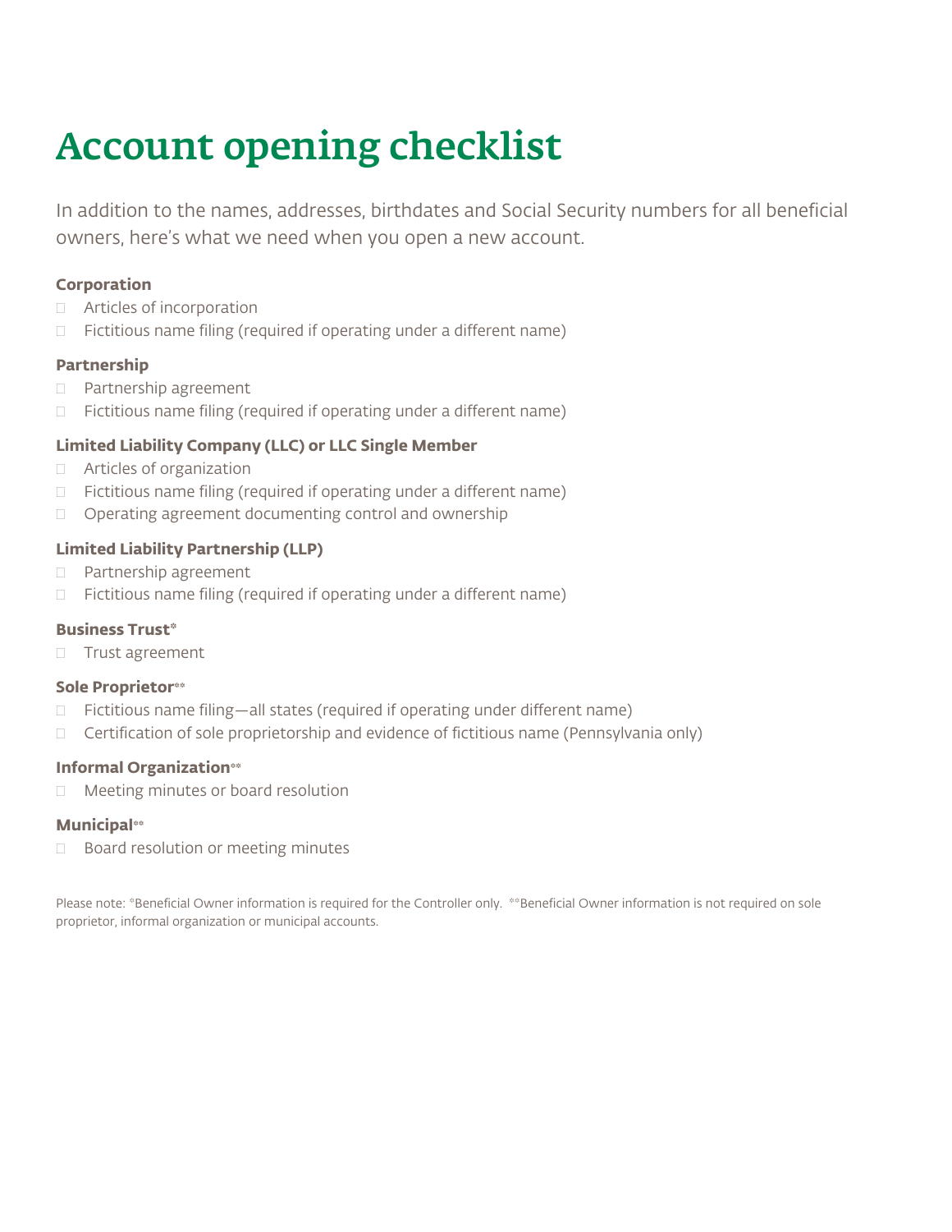# Account opening checklist

In addition to the names, addresses, birthdates and Social Security numbers for all beneficial owners, here's what we need when you open a new account.

**Corporation**

- ☐ Articles of incorporation
- ☐ Fictitious name filing (required if operating under a different name)

**Partnership**

- ☐ Partnership agreement
- ☐ Fictitious name filing (required if operating under a different name)

**Limited Liability Company (LLC) or LLC Single Member**

- ☐ Articles of organization
- ☐ Fictitious name filing (required if operating under a different name)
- ☐ Operating agreement documenting control and ownership

**Limited Liability Partnership (LLP)**

- ☐ Partnership agreement
- ☐ Fictitious name filing (required if operating under a different name)

**Business Trust***

- ☐ Trust agreement

**Sole Proprietor****

- ☐ Fictitious name filing—all states (required if operating under different name)
- ☐ Certification of sole proprietorship and evidence of fictitious name (Pennsylvania only)

**Informal Organization****

- ☐ Meeting minutes or board resolution

**Municipal****

- ☐ Board resolution or meeting minutes

Please note: *Beneficial Owner information is required for the Controller only. **Beneficial Owner information is not required on sole proprietor, informal organization or municipal accounts.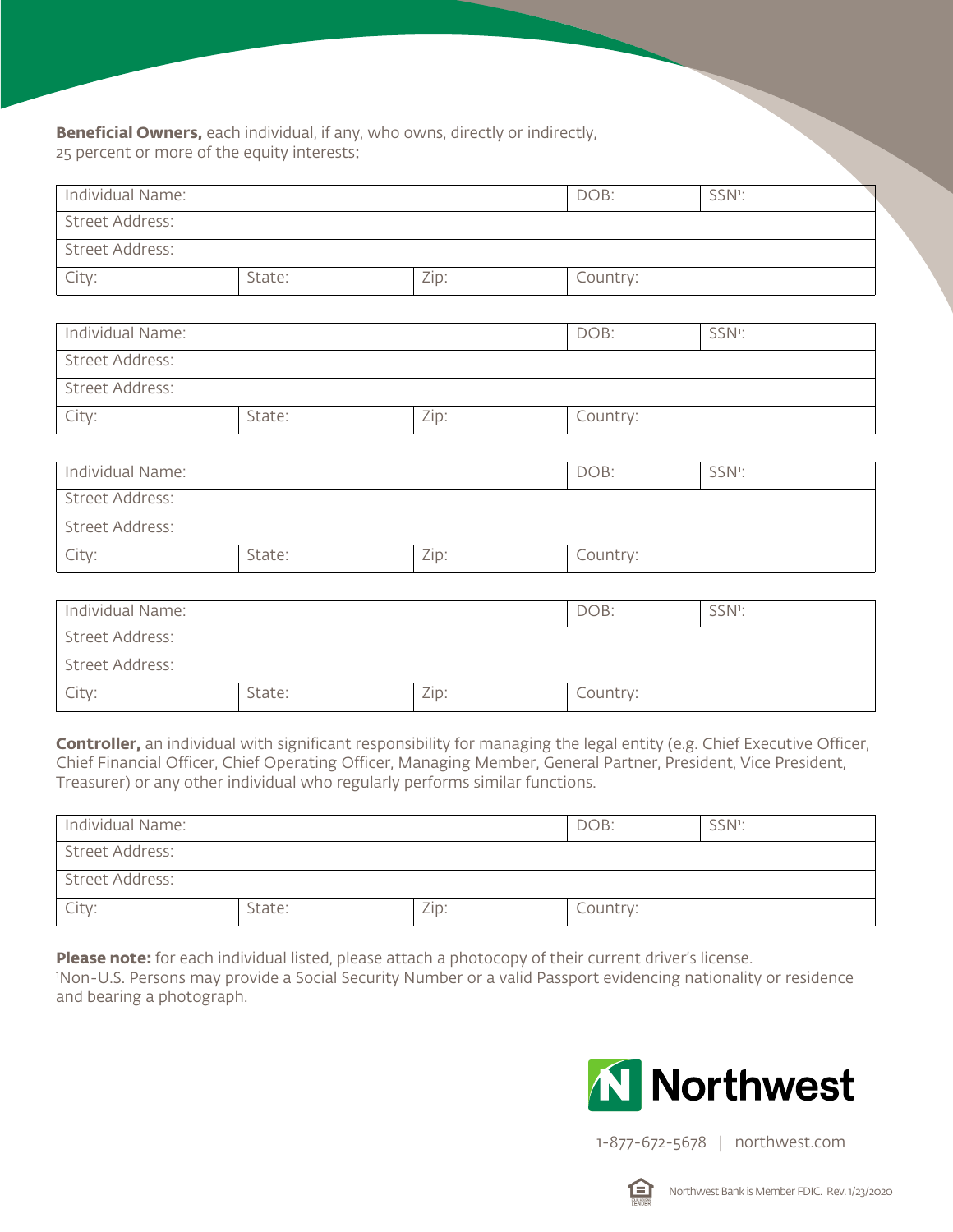**Beneficial Owners,** each individual, if any, who owns, directly or indirectly, 25 percent or more of the equity interests:

| | | | | |
|---|---|---|---|---|
| Individual Name: | | | DOB: | SSN[1]: |
| Street Address: | | | | |
| Street Address: | | | | |
| City: | State: | Zip: | Country: | |

| | | | | |
|---|---|---|---|---|
| Individual Name: | | | DOB: | SSN[1]: |
| Street Address: | | | | |
| Street Address: | | | | |
| City: | State: | Zip: | Country: | |

| | | | | |
|---|---|---|---|---|
| Individual Name: | | | DOB: | SSN[1]: |
| Street Address: | | | | |
| Street Address: | | | | |
| City: | State: | Zip: | Country: | |

| | | | | |
|---|---|---|---|---|
| Individual Name: | | | DOB: | SSN[1]: |
| Street Address: | | | | |
| Street Address: | | | | |
| City: | State: | Zip: | Country: | |

**Controller,** an individual with significant responsibility for managing the legal entity (e.g. Chief Executive Officer, Chief Financial Officer, Chief Operating Officer, Managing Member, General Partner, President, Vice President, Treasurer) or any other individual who regularly performs similar functions.

| | | | | |
|---|---|---|---|---|
| Individual Name: | | | DOB: | SSN[1]: |
| Street Address: | | | | |
| Street Address: | | | | |
| City: | State: | Zip: | Country: | |

**Please note:** for each individual listed, please attach a photocopy of their current driver's license.
[1]Non-U.S. Persons may provide a Social Security Number or a valid Passport evidencing nationality or residence and bearing a photograph.

Northwest

1-877-672-5678 | northwest.com

Northwest Bank is Member FDIC. Rev. 1/23/2020